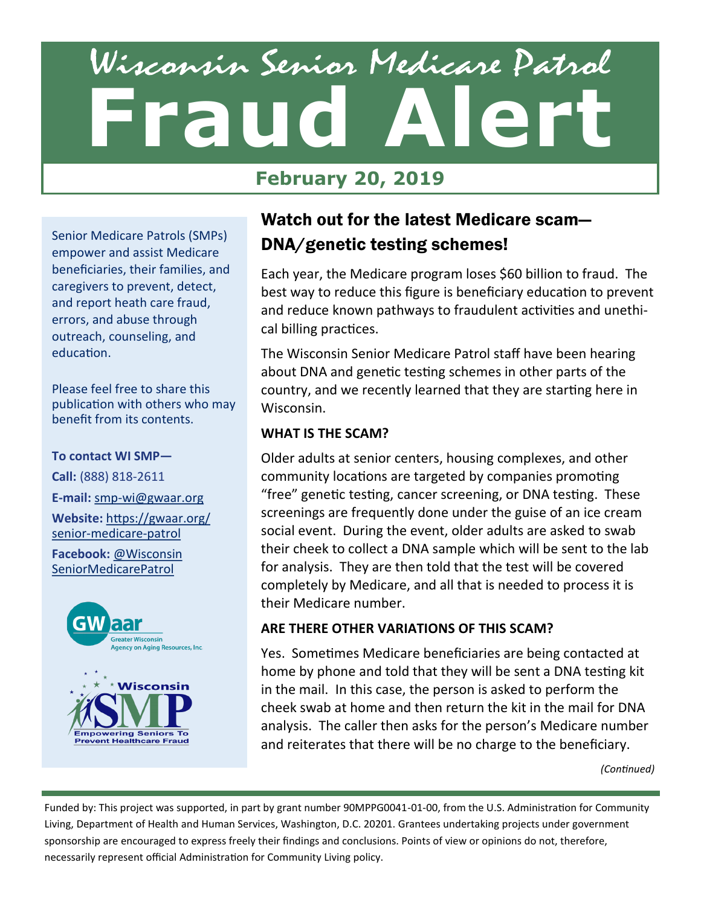# Wisconsin Senior Medicare Patrol Fraud Alert

**February 20, 2019**

Senior Medicare Patrols (SMPs) empower and assist Medicare beneficiaries, their families, and caregivers to prevent, detect, and report heath care fraud, errors, and abuse through outreach, counseling, and education.

Please feel free to share this publication with others who may benefit from its contents.

**To contact WI SMP—**

**Call:** (888) 818-2611

**E-mail:** smp-wi@gwaar.org

**Website:** https://gwaar.org/senior-medicare-patrol

**Facebook:** @WisconsinSeniorMedicarePatrol

GWaar Greater Wisconsin Agency on Aging Resources, Inc

Wisconsin SMP Empowering Seniors To Prevent Healthcare Fraud

## Watch out for the latest Medicare scam—DNA/genetic testing schemes!

Each year, the Medicare program loses $60 billion to fraud. The best way to reduce this figure is beneficiary education to prevent and reduce known pathways to fraudulent activities and unethical billing practices.

The Wisconsin Senior Medicare Patrol staff have been hearing about DNA and genetic testing schemes in other parts of the country, and we recently learned that they are starting here in Wisconsin.

**WHAT IS THE SCAM?**

Older adults at senior centers, housing complexes, and other community locations are targeted by companies promoting "free" genetic testing, cancer screening, or DNA testing. These screenings are frequently done under the guise of an ice cream social event. During the event, older adults are asked to swab their cheek to collect a DNA sample which will be sent to the lab for analysis. They are then told that the test will be covered completely by Medicare, and all that is needed to process it is their Medicare number.

**ARE THERE OTHER VARIATIONS OF THIS SCAM?**

Yes. Sometimes Medicare beneficiaries are being contacted at home by phone and told that they will be sent a DNA testing kit in the mail. In this case, the person is asked to perform the cheek swab at home and then return the kit in the mail for DNA analysis. The caller then asks for the person's Medicare number and reiterates that there will be no charge to the beneficiary.

*(Continued)*

Funded by: This project was supported, in part by grant number 90MPPG0041-01-00, from the U.S. Administration for Community Living, Department of Health and Human Services, Washington, D.C. 20201. Grantees undertaking projects under government sponsorship are encouraged to express freely their findings and conclusions. Points of view or opinions do not, therefore, necessarily represent official Administration for Community Living policy.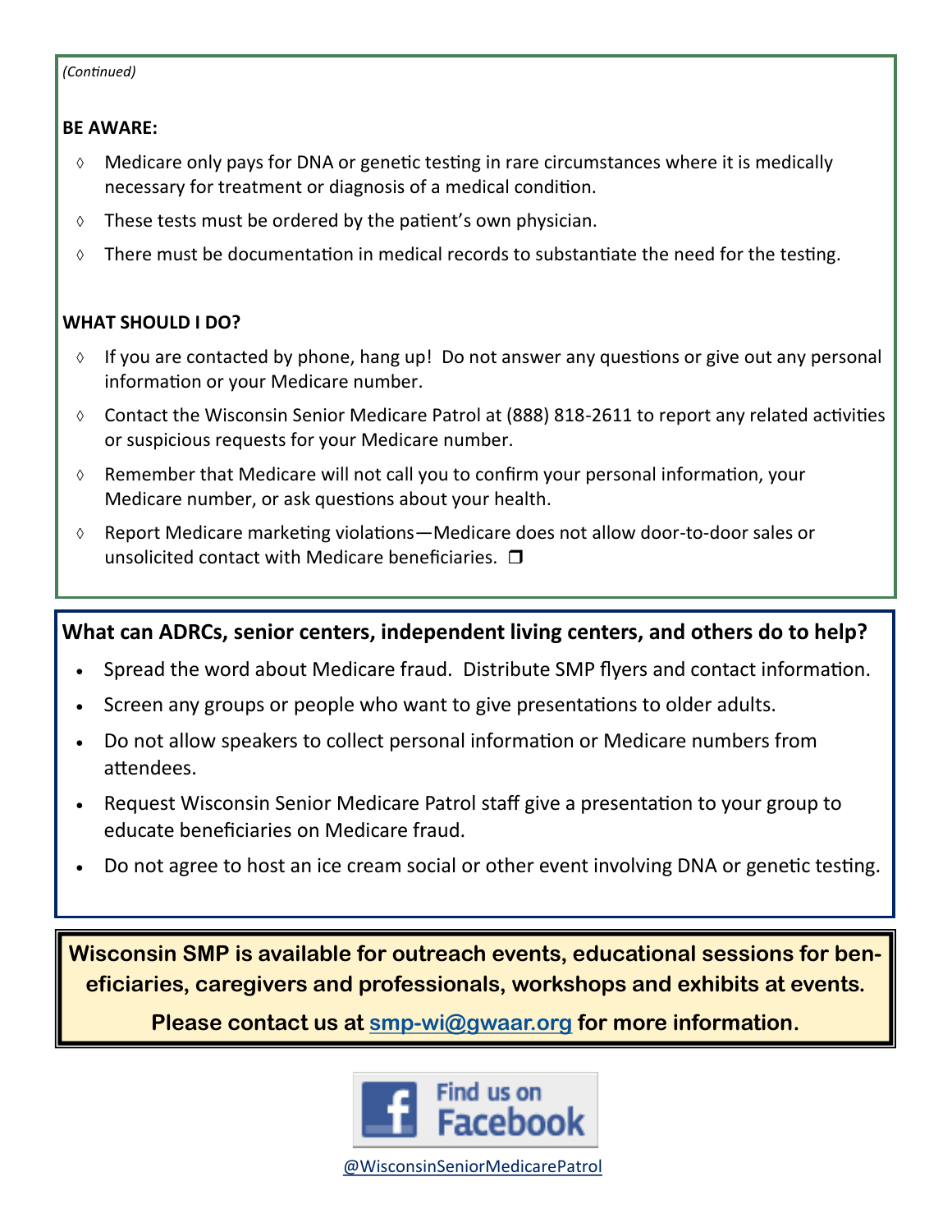*(Continued)*

**BE AWARE:**

- ◊ Medicare only pays for DNA or genetic testing in rare circumstances where it is medically necessary for treatment or diagnosis of a medical condition.
- ◊ These tests must be ordered by the patient's own physician.
- ◊ There must be documentation in medical records to substantiate the need for the testing.

**WHAT SHOULD I DO?**

- ◊ If you are contacted by phone, hang up! Do not answer any questions or give out any personal information or your Medicare number.
- ◊ Contact the Wisconsin Senior Medicare Patrol at (888) 818-2611 to report any related activities or suspicious requests for your Medicare number.
- ◊ Remember that Medicare will not call you to confirm your personal information, your Medicare number, or ask questions about your health.
- ◊ Report Medicare marketing violations—Medicare does not allow door-to-door sales or unsolicited contact with Medicare beneficiaries. ❒

**What can ADRCs, senior centers, independent living centers, and others do to help?**

- Spread the word about Medicare fraud. Distribute SMP flyers and contact information.
- Screen any groups or people who want to give presentations to older adults.
- Do not allow speakers to collect personal information or Medicare numbers from attendees.
- Request Wisconsin Senior Medicare Patrol staff give a presentation to your group to educate beneficiaries on Medicare fraud.
- Do not agree to host an ice cream social or other event involving DNA or genetic testing.

**Wisconsin SMP is available for outreach events, educational sessions for beneficiaries, caregivers and professionals, workshops and exhibits at events.**

**Please contact us at smp-wi@gwaar.org for more information.**

Find us on Facebook

@WisconsinSeniorMedicarePatrol